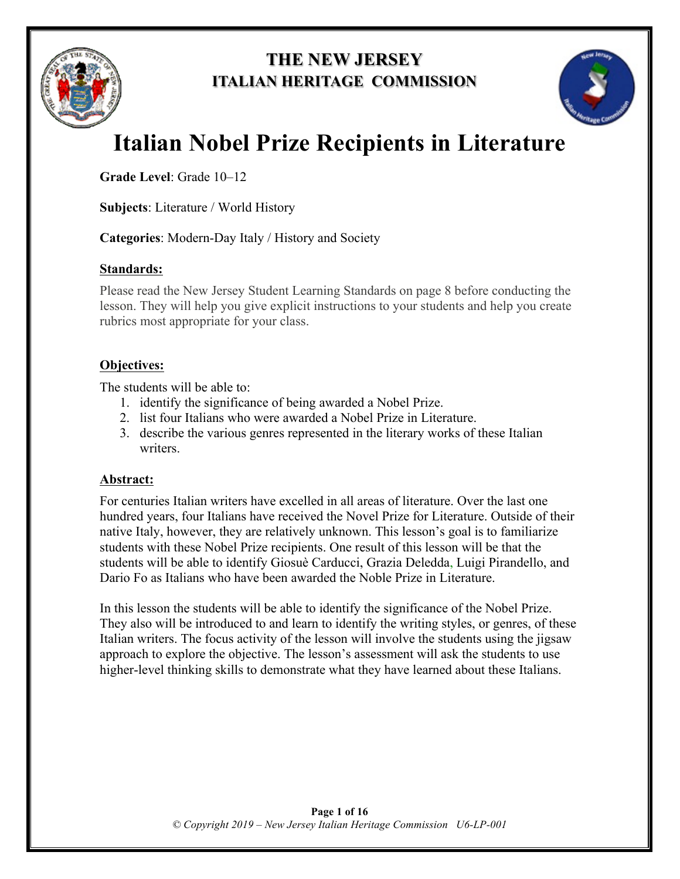# THE NEW JERSEY ITALIAN HERITAGE COMMISSION

# Italian Nobel Prize Recipients in Literature

**Grade Level**: Grade 10–12

**Subjects**: Literature / World History

**Categories**: Modern-Day Italy / History and Society

## Standards:

Please read the New Jersey Student Learning Standards on page 8 before conducting the lesson. They will help you give explicit instructions to your students and help you create rubrics most appropriate for your class.

## Objectives:

The students will be able to:

1. identify the significance of being awarded a Nobel Prize.
2. list four Italians who were awarded a Nobel Prize in Literature.
3. describe the various genres represented in the literary works of these Italian writers.

## Abstract:

For centuries Italian writers have excelled in all areas of literature. Over the last one hundred years, four Italians have received the Novel Prize for Literature. Outside of their native Italy, however, they are relatively unknown. This lesson's goal is to familiarize students with these Nobel Prize recipients. One result of this lesson will be that the students will be able to identify Giosuè Carducci, Grazia Deledda, Luigi Pirandello, and Dario Fo as Italians who have been awarded the Noble Prize in Literature.

In this lesson the students will be able to identify the significance of the Nobel Prize. They also will be introduced to and learn to identify the writing styles, or genres, of these Italian writers. The focus activity of the lesson will involve the students using the jigsaw approach to explore the objective. The lesson's assessment will ask the students to use higher-level thinking skills to demonstrate what they have learned about these Italians.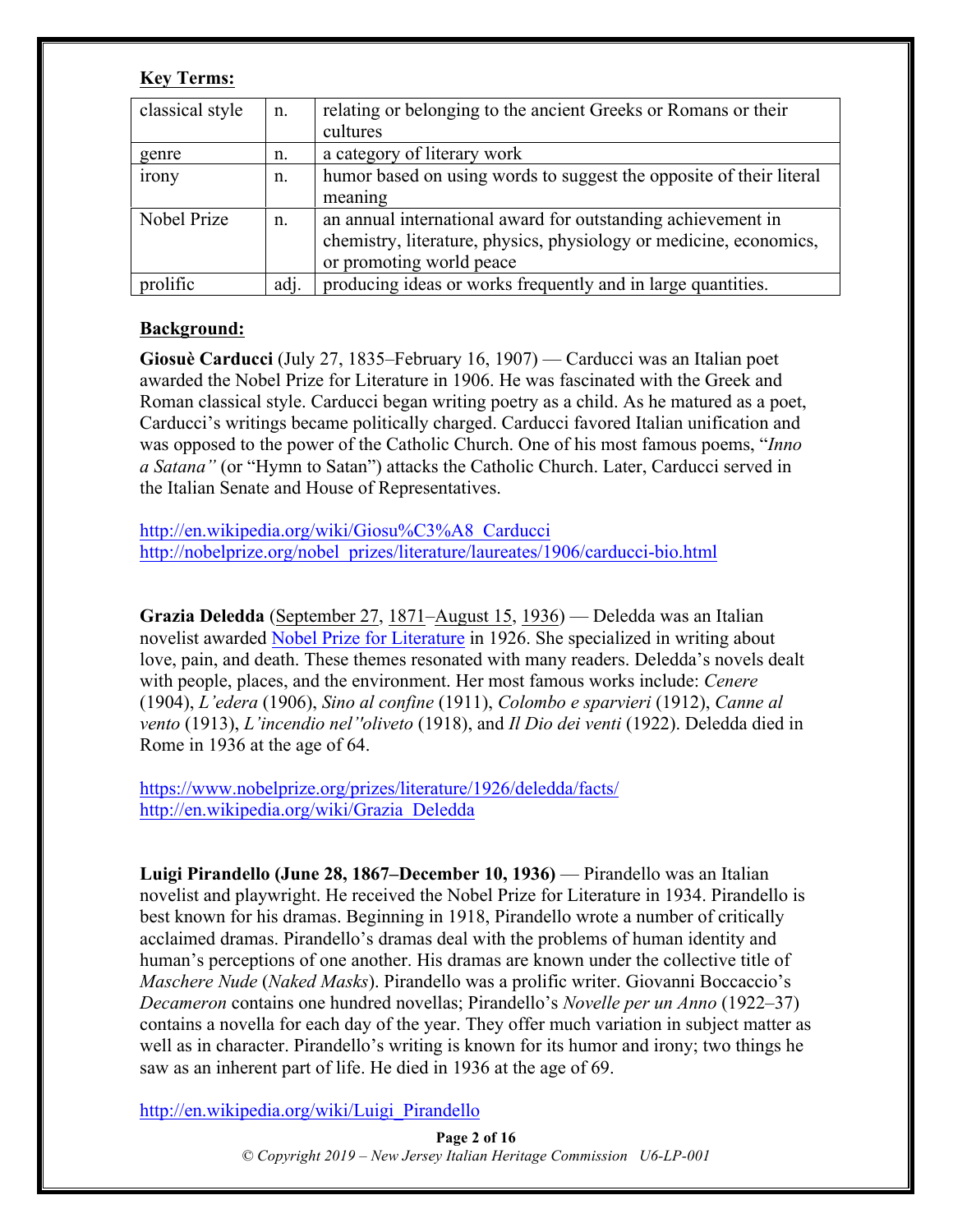**Key Terms:**

| classical style | n. | relating or belonging to the ancient Greeks or Romans or their cultures |
|---|---|---|
| genre | n. | a category of literary work |
| irony | n. | humor based on using words to suggest the opposite of their literal meaning |
| Nobel Prize | n. | an annual international award for outstanding achievement in chemistry, literature, physics, physiology or medicine, economics, or promoting world peace |
| prolific | adj. | producing ideas or works frequently and in large quantities. |

**Background:**

**Giosuè Carducci** (July 27, 1835–February 16, 1907) — Carducci was an Italian poet awarded the Nobel Prize for Literature in 1906. He was fascinated with the Greek and Roman classical style. Carducci began writing poetry as a child. As he matured as a poet, Carducci's writings became politically charged. Carducci favored Italian unification and was opposed to the power of the Catholic Church. One of his most famous poems, "*Inno a Satana"* (or "Hymn to Satan") attacks the Catholic Church. Later, Carducci served in the Italian Senate and House of Representatives.

http://en.wikipedia.org/wiki/Giosu%C3%A8_Carducci
http://nobelprize.org/nobel_prizes/literature/laureates/1906/carducci-bio.html

**Grazia Deledda** (September 27, 1871–August 15, 1936) — Deledda was an Italian novelist awarded Nobel Prize for Literature in 1926. She specialized in writing about love, pain, and death. These themes resonated with many readers. Deledda's novels dealt with people, places, and the environment. Her most famous works include: *Cenere* (1904), *L'edera* (1906), *Sino al confine* (1911), *Colombo e sparvieri* (1912), *Canne al vento* (1913), *L'incendio nel"oliveto* (1918), and *Il Dio dei venti* (1922). Deledda died in Rome in 1936 at the age of 64.

https://www.nobelprize.org/prizes/literature/1926/deledda/facts/
http://en.wikipedia.org/wiki/Grazia_Deledda

**Luigi Pirandello (June 28, 1867–December 10, 1936)** — Pirandello was an Italian novelist and playwright. He received the Nobel Prize for Literature in 1934. Pirandello is best known for his dramas. Beginning in 1918, Pirandello wrote a number of critically acclaimed dramas. Pirandello's dramas deal with the problems of human identity and human's perceptions of one another. His dramas are known under the collective title of *Maschere Nude* (*Naked Masks*). Pirandello was a prolific writer. Giovanni Boccaccio's *Decameron* contains one hundred novellas; Pirandello's *Novelle per un Anno* (1922–37) contains a novella for each day of the year. They offer much variation in subject matter as well as in character. Pirandello's writing is known for its humor and irony; two things he saw as an inherent part of life. He died in 1936 at the age of 69.

http://en.wikipedia.org/wiki/Luigi_Pirandello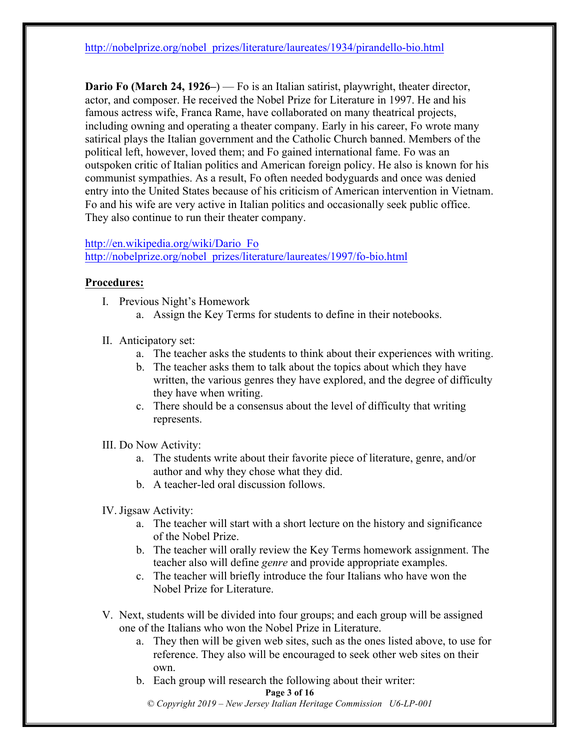http://nobelprize.org/nobel_prizes/literature/laureates/1934/pirandello-bio.html

**Dario Fo (March 24, 1926–)** — Fo is an Italian satirist, playwright, theater director, actor, and composer. He received the Nobel Prize for Literature in 1997. He and his famous actress wife, Franca Rame, have collaborated on many theatrical projects, including owning and operating a theater company. Early in his career, Fo wrote many satirical plays the Italian government and the Catholic Church banned. Members of the political left, however, loved them; and Fo gained international fame. Fo was an outspoken critic of Italian politics and American foreign policy. He also is known for his communist sympathies. As a result, Fo often needed bodyguards and once was denied entry into the United States because of his criticism of American intervention in Vietnam. Fo and his wife are very active in Italian politics and occasionally seek public office. They also continue to run their theater company.

http://en.wikipedia.org/wiki/Dario_Fo
http://nobelprize.org/nobel_prizes/literature/laureates/1997/fo-bio.html

**Procedures:**

I. Previous Night's Homework
   a. Assign the Key Terms for students to define in their notebooks.

II. Anticipatory set:
   a. The teacher asks the students to think about their experiences with writing.
   b. The teacher asks them to talk about the topics about which they have written, the various genres they have explored, and the degree of difficulty they have when writing.
   c. There should be a consensus about the level of difficulty that writing represents.

III. Do Now Activity:
   a. The students write about their favorite piece of literature, genre, and/or author and why they chose what they did.
   b. A teacher-led oral discussion follows.

IV. Jigsaw Activity:
   a. The teacher will start with a short lecture on the history and significance of the Nobel Prize.
   b. The teacher will orally review the Key Terms homework assignment. The teacher also will define *genre* and provide appropriate examples.
   c. The teacher will briefly introduce the four Italians who have won the Nobel Prize for Literature.

V. Next, students will be divided into four groups; and each group will be assigned one of the Italians who won the Nobel Prize in Literature.
   a. They then will be given web sites, such as the ones listed above, to use for reference. They also will be encouraged to seek other web sites on their own.
   b. Each group will research the following about their writer: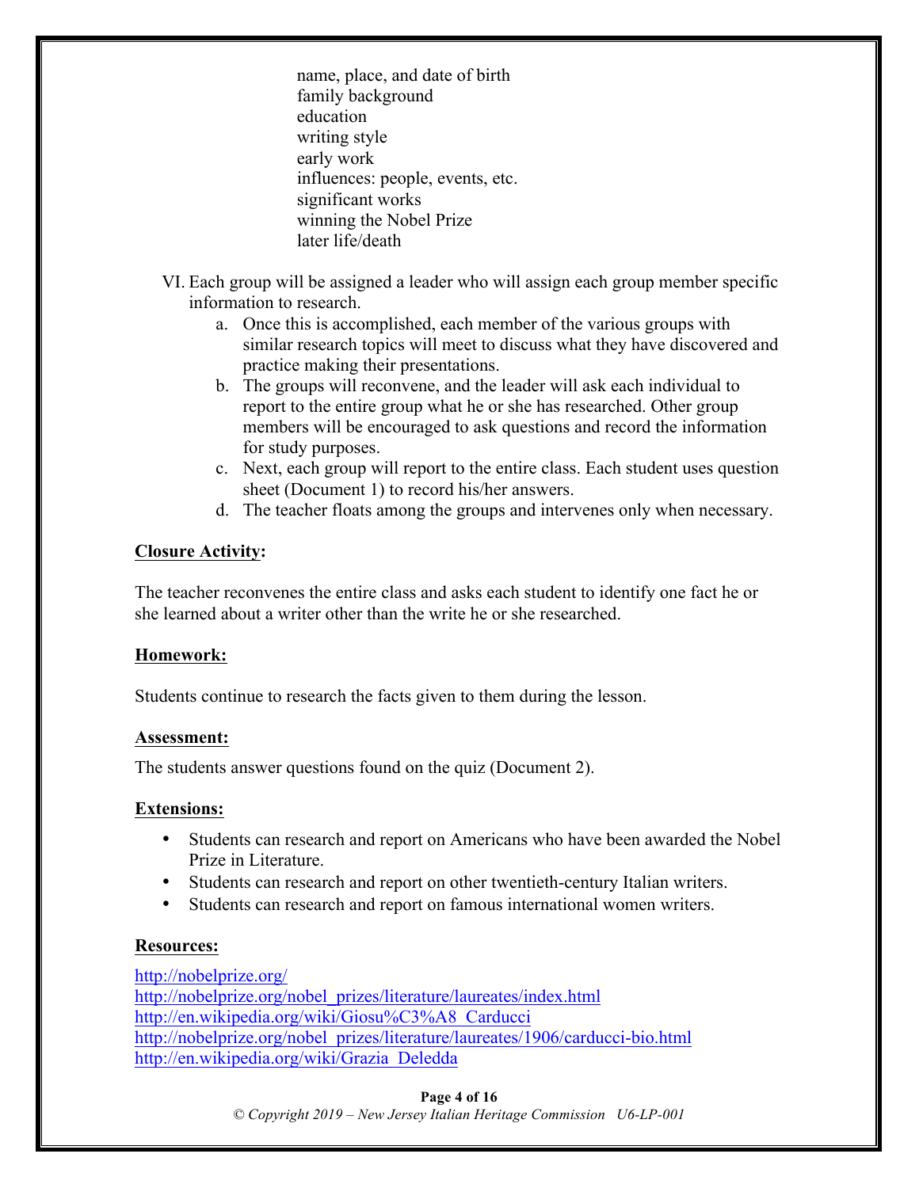name, place, and date of birth
family background
education
writing style
early work
influences: people, events, etc.
significant works
winning the Nobel Prize
later life/death

VI. Each group will be assigned a leader who will assign each group member specific information to research.

a. Once this is accomplished, each member of the various groups with similar research topics will meet to discuss what they have discovered and practice making their presentations.
b. The groups will reconvene, and the leader will ask each individual to report to the entire group what he or she has researched. Other group members will be encouraged to ask questions and record the information for study purposes.
c. Next, each group will report to the entire class. Each student uses question sheet (Document 1) to record his/her answers.
d. The teacher floats among the groups and intervenes only when necessary.

**Closure Activity:**

The teacher reconvenes the entire class and asks each student to identify one fact he or she learned about a writer other than the write he or she researched.

**Homework:**

Students continue to research the facts given to them during the lesson.

**Assessment:**

The students answer questions found on the quiz (Document 2).

**Extensions:**

- Students can research and report on Americans who have been awarded the Nobel Prize in Literature.
- Students can research and report on other twentieth-century Italian writers.
- Students can research and report on famous international women writers.

**Resources:**

http://nobelprize.org/
http://nobelprize.org/nobel_prizes/literature/laureates/index.html
http://en.wikipedia.org/wiki/Giosu%C3%A8_Carducci
http://nobelprize.org/nobel_prizes/literature/laureates/1906/carducci-bio.html
http://en.wikipedia.org/wiki/Grazia_Deledda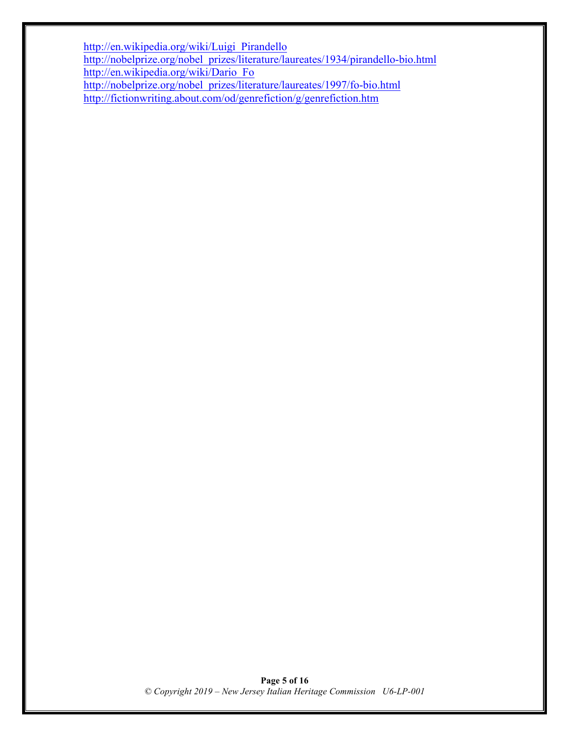http://en.wikipedia.org/wiki/Luigi_Pirandello
http://nobelprize.org/nobel_prizes/literature/laureates/1934/pirandello-bio.html
http://en.wikipedia.org/wiki/Dario_Fo
http://nobelprize.org/nobel_prizes/literature/laureates/1997/fo-bio.html
http://fictionwriting.about.com/od/genrefiction/g/genrefiction.htm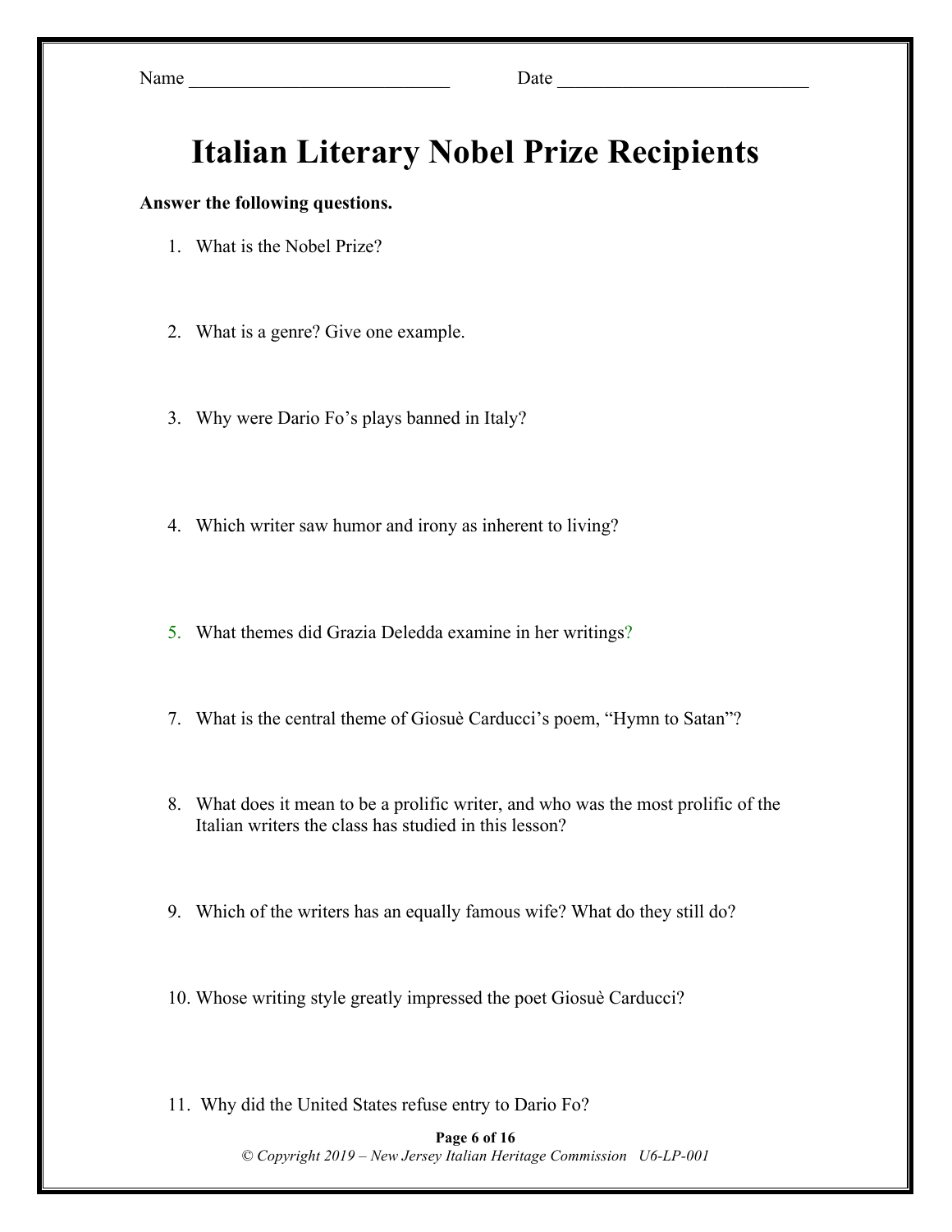Name ____________________________ Date ____________________________

# Italian Literary Nobel Prize Recipients

**Answer the following questions.**

1. What is the Nobel Prize?

2. What is a genre? Give one example.

3. Why were Dario Fo's plays banned in Italy?

4. Which writer saw humor and irony as inherent to living?

5. What themes did Grazia Deledda examine in her writings?

7. What is the central theme of Giosuè Carducci's poem, "Hymn to Satan"?

8. What does it mean to be a prolific writer, and who was the most prolific of the Italian writers the class has studied in this lesson?

9. Which of the writers has an equally famous wife? What do they still do?

10. Whose writing style greatly impressed the poet Giosuè Carducci?

11. Why did the United States refuse entry to Dario Fo?

© Copyright 2019 – New Jersey Italian Heritage Commission U6-LP-001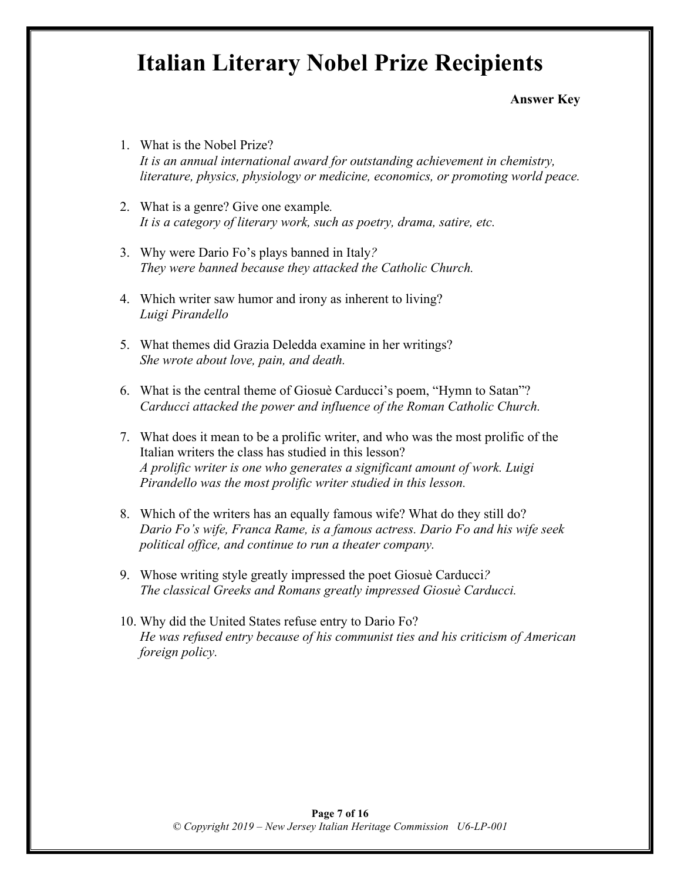# Italian Literary Nobel Prize Recipients

**Answer Key**

1. What is the Nobel Prize?
   *It is an annual international award for outstanding achievement in chemistry, literature, physics, physiology or medicine, economics, or promoting world peace.*

2. What is a genre? Give one example.
   *It is a category of literary work, such as poetry, drama, satire, etc.*

3. Why were Dario Fo's plays banned in Italy?
   *They were banned because they attacked the Catholic Church.*

4. Which writer saw humor and irony as inherent to living?
   *Luigi Pirandello*

5. What themes did Grazia Deledda examine in her writings?
   *She wrote about love, pain, and death.*

6. What is the central theme of Giosuè Carducci's poem, "Hymn to Satan"?
   *Carducci attacked the power and influence of the Roman Catholic Church.*

7. What does it mean to be a prolific writer, and who was the most prolific of the Italian writers the class has studied in this lesson?
   *A prolific writer is one who generates a significant amount of work. Luigi Pirandello was the most prolific writer studied in this lesson.*

8. Which of the writers has an equally famous wife? What do they still do?
   *Dario Fo's wife, Franca Rame, is a famous actress. Dario Fo and his wife seek political office, and continue to run a theater company.*

9. Whose writing style greatly impressed the poet Giosuè Carducci?
   *The classical Greeks and Romans greatly impressed Giosuè Carducci.*

10. Why did the United States refuse entry to Dario Fo?
    *He was refused entry because of his communist ties and his criticism of American foreign policy.*

*© Copyright 2019 – New Jersey Italian Heritage Commission U6-LP-001*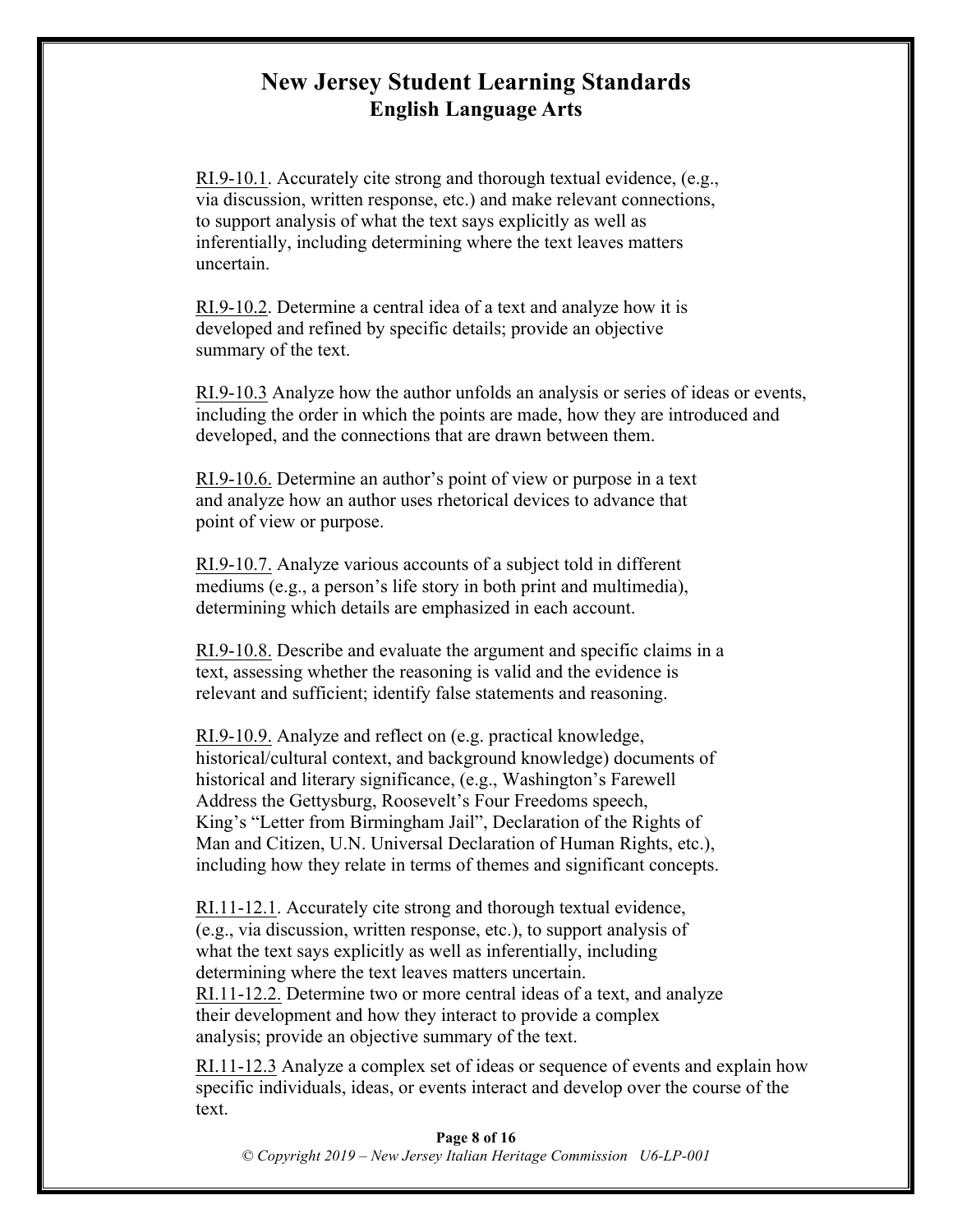# New Jersey Student Learning Standards
## English Language Arts

RI.9-10.1. Accurately cite strong and thorough textual evidence, (e.g., via discussion, written response, etc.) and make relevant connections, to support analysis of what the text says explicitly as well as inferentially, including determining where the text leaves matters uncertain.

RI.9-10.2. Determine a central idea of a text and analyze how it is developed and refined by specific details; provide an objective summary of the text.

RI.9-10.3 Analyze how the author unfolds an analysis or series of ideas or events, including the order in which the points are made, how they are introduced and developed, and the connections that are drawn between them.

RI.9-10.6. Determine an author's point of view or purpose in a text and analyze how an author uses rhetorical devices to advance that point of view or purpose.

RI.9-10.7. Analyze various accounts of a subject told in different mediums (e.g., a person's life story in both print and multimedia), determining which details are emphasized in each account.

RI.9-10.8. Describe and evaluate the argument and specific claims in a text, assessing whether the reasoning is valid and the evidence is relevant and sufficient; identify false statements and reasoning.

RI.9-10.9. Analyze and reflect on (e.g. practical knowledge, historical/cultural context, and background knowledge) documents of historical and literary significance, (e.g., Washington's Farewell Address the Gettysburg, Roosevelt's Four Freedoms speech, King's "Letter from Birmingham Jail", Declaration of the Rights of Man and Citizen, U.N. Universal Declaration of Human Rights, etc.), including how they relate in terms of themes and significant concepts.

RI.11-12.1. Accurately cite strong and thorough textual evidence, (e.g., via discussion, written response, etc.), to support analysis of what the text says explicitly as well as inferentially, including determining where the text leaves matters uncertain.

RI.11-12.2. Determine two or more central ideas of a text, and analyze their development and how they interact to provide a complex analysis; provide an objective summary of the text.

RI.11-12.3 Analyze a complex set of ideas or sequence of events and explain how specific individuals, ideas, or events interact and develop over the course of the text.

*© Copyright 2019 – New Jersey Italian Heritage Commission U6-LP-001*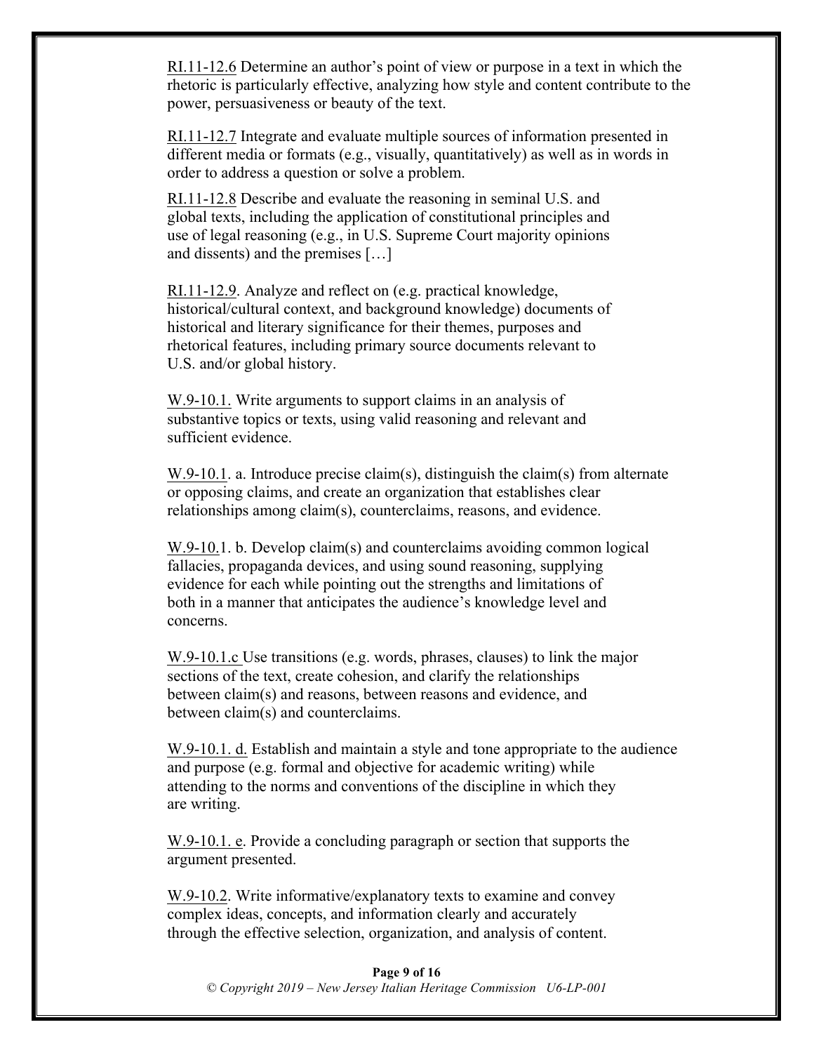RI.11-12.6 Determine an author's point of view or purpose in a text in which the rhetoric is particularly effective, analyzing how style and content contribute to the power, persuasiveness or beauty of the text.

RI.11-12.7 Integrate and evaluate multiple sources of information presented in different media or formats (e.g., visually, quantitatively) as well as in words in order to address a question or solve a problem.

RI.11-12.8 Describe and evaluate the reasoning in seminal U.S. and global texts, including the application of constitutional principles and use of legal reasoning (e.g., in U.S. Supreme Court majority opinions and dissents) and the premises […]

RI.11-12.9. Analyze and reflect on (e.g. practical knowledge, historical/cultural context, and background knowledge) documents of historical and literary significance for their themes, purposes and rhetorical features, including primary source documents relevant to U.S. and/or global history.

W.9-10.1. Write arguments to support claims in an analysis of substantive topics or texts, using valid reasoning and relevant and sufficient evidence.

W.9-10.1. a. Introduce precise claim(s), distinguish the claim(s) from alternate or opposing claims, and create an organization that establishes clear relationships among claim(s), counterclaims, reasons, and evidence.

W.9-10.1. b. Develop claim(s) and counterclaims avoiding common logical fallacies, propaganda devices, and using sound reasoning, supplying evidence for each while pointing out the strengths and limitations of both in a manner that anticipates the audience's knowledge level and concerns.

W.9-10.1.c Use transitions (e.g. words, phrases, clauses) to link the major sections of the text, create cohesion, and clarify the relationships between claim(s) and reasons, between reasons and evidence, and between claim(s) and counterclaims.

W.9-10.1. d. Establish and maintain a style and tone appropriate to the audience and purpose (e.g. formal and objective for academic writing) while attending to the norms and conventions of the discipline in which they are writing.

W.9-10.1. e. Provide a concluding paragraph or section that supports the argument presented.

W.9-10.2. Write informative/explanatory texts to examine and convey complex ideas, concepts, and information clearly and accurately through the effective selection, organization, and analysis of content.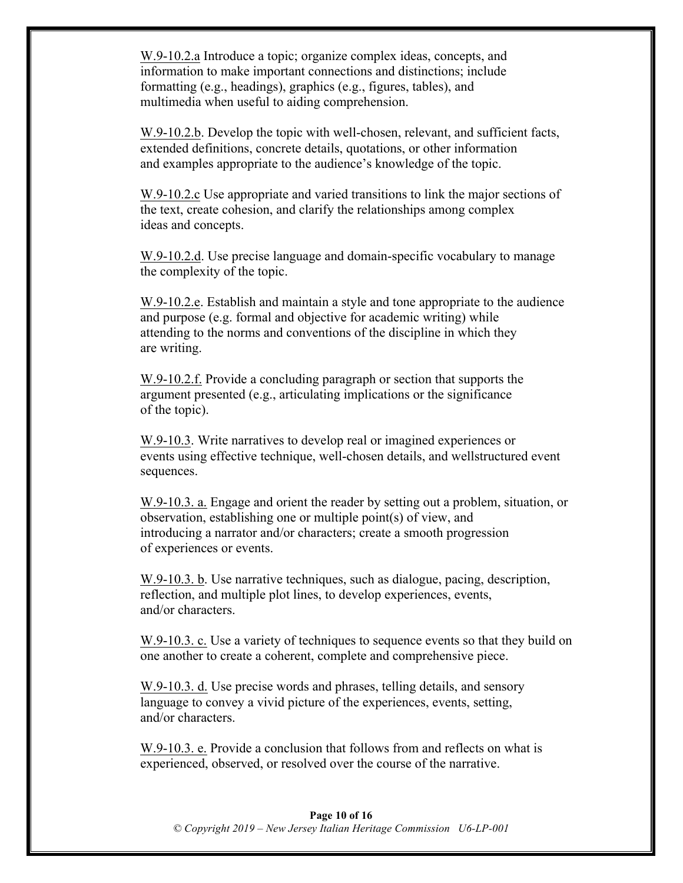W.9-10.2.a Introduce a topic; organize complex ideas, concepts, and information to make important connections and distinctions; include formatting (e.g., headings), graphics (e.g., figures, tables), and multimedia when useful to aiding comprehension.

W.9-10.2.b. Develop the topic with well-chosen, relevant, and sufficient facts, extended definitions, concrete details, quotations, or other information and examples appropriate to the audience's knowledge of the topic.

W.9-10.2.c Use appropriate and varied transitions to link the major sections of the text, create cohesion, and clarify the relationships among complex ideas and concepts.

W.9-10.2.d. Use precise language and domain-specific vocabulary to manage the complexity of the topic.

W.9-10.2.e. Establish and maintain a style and tone appropriate to the audience and purpose (e.g. formal and objective for academic writing) while attending to the norms and conventions of the discipline in which they are writing.

W.9-10.2.f. Provide a concluding paragraph or section that supports the argument presented (e.g., articulating implications or the significance of the topic).

W.9-10.3. Write narratives to develop real or imagined experiences or events using effective technique, well-chosen details, and wellstructured event sequences.

W.9-10.3. a. Engage and orient the reader by setting out a problem, situation, or observation, establishing one or multiple point(s) of view, and introducing a narrator and/or characters; create a smooth progression of experiences or events.

W.9-10.3. b. Use narrative techniques, such as dialogue, pacing, description, reflection, and multiple plot lines, to develop experiences, events, and/or characters.

W.9-10.3. c. Use a variety of techniques to sequence events so that they build on one another to create a coherent, complete and comprehensive piece.

W.9-10.3. d. Use precise words and phrases, telling details, and sensory language to convey a vivid picture of the experiences, events, setting, and/or characters.

W.9-10.3. e. Provide a conclusion that follows from and reflects on what is experienced, observed, or resolved over the course of the narrative.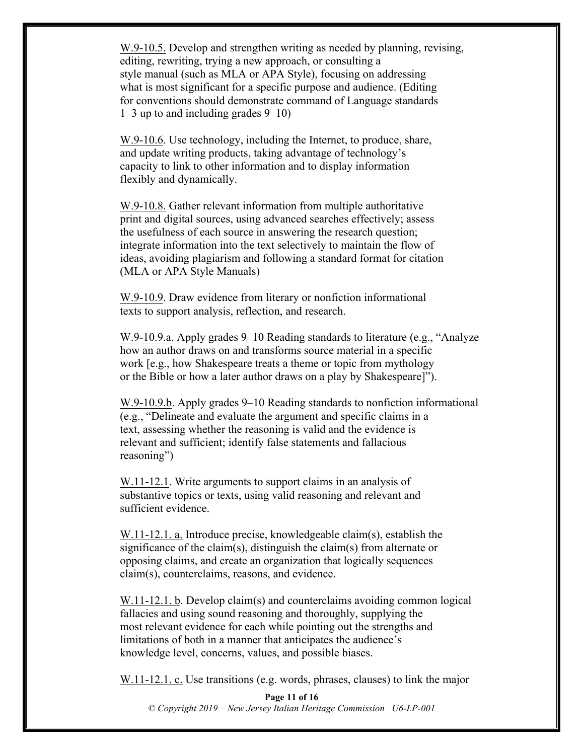W.9-10.5. Develop and strengthen writing as needed by planning, revising, editing, rewriting, trying a new approach, or consulting a style manual (such as MLA or APA Style), focusing on addressing what is most significant for a specific purpose and audience. (Editing for conventions should demonstrate command of Language standards 1–3 up to and including grades 9–10)

W.9-10.6. Use technology, including the Internet, to produce, share, and update writing products, taking advantage of technology's capacity to link to other information and to display information flexibly and dynamically.

W.9-10.8. Gather relevant information from multiple authoritative print and digital sources, using advanced searches effectively; assess the usefulness of each source in answering the research question; integrate information into the text selectively to maintain the flow of ideas, avoiding plagiarism and following a standard format for citation (MLA or APA Style Manuals)

W.9-10.9. Draw evidence from literary or nonfiction informational texts to support analysis, reflection, and research.

W.9-10.9.a. Apply grades 9–10 Reading standards to literature (e.g., "Analyze how an author draws on and transforms source material in a specific work [e.g., how Shakespeare treats a theme or topic from mythology or the Bible or how a later author draws on a play by Shakespeare]").

W.9-10.9.b. Apply grades 9–10 Reading standards to nonfiction informational (e.g., "Delineate and evaluate the argument and specific claims in a text, assessing whether the reasoning is valid and the evidence is relevant and sufficient; identify false statements and fallacious reasoning")

W.11-12.1. Write arguments to support claims in an analysis of substantive topics or texts, using valid reasoning and relevant and sufficient evidence.

W.11-12.1. a. Introduce precise, knowledgeable claim(s), establish the significance of the claim(s), distinguish the claim(s) from alternate or opposing claims, and create an organization that logically sequences claim(s), counterclaims, reasons, and evidence.

W.11-12.1. b. Develop claim(s) and counterclaims avoiding common logical fallacies and using sound reasoning and thoroughly, supplying the most relevant evidence for each while pointing out the strengths and limitations of both in a manner that anticipates the audience's knowledge level, concerns, values, and possible biases.

W.11-12.1. c. Use transitions (e.g. words, phrases, clauses) to link the major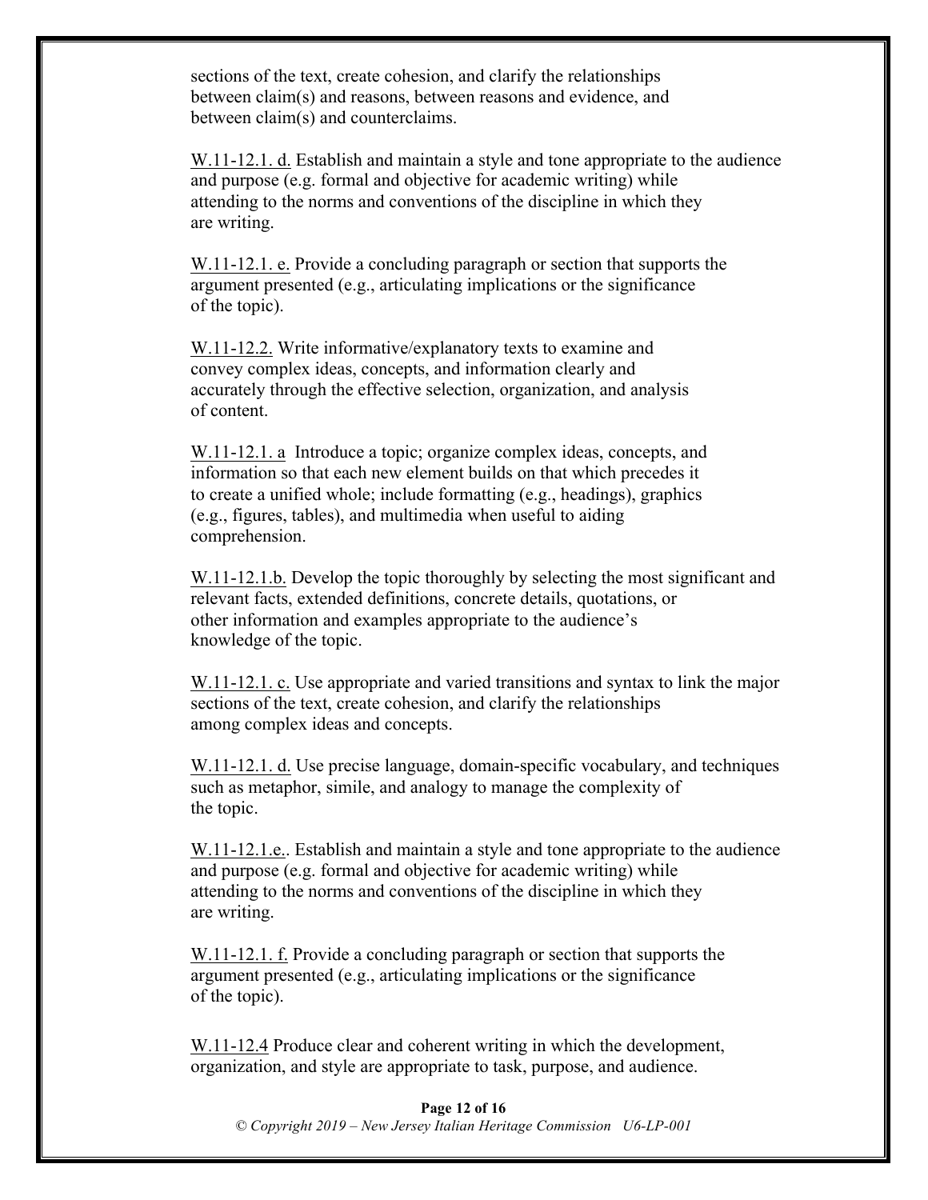sections of the text, create cohesion, and clarify the relationships between claim(s) and reasons, between reasons and evidence, and between claim(s) and counterclaims.

W.11-12.1. d. Establish and maintain a style and tone appropriate to the audience and purpose (e.g. formal and objective for academic writing) while attending to the norms and conventions of the discipline in which they are writing.

W.11-12.1. e. Provide a concluding paragraph or section that supports the argument presented (e.g., articulating implications or the significance of the topic).

W.11-12.2. Write informative/explanatory texts to examine and convey complex ideas, concepts, and information clearly and accurately through the effective selection, organization, and analysis of content.

W.11-12.1. a Introduce a topic; organize complex ideas, concepts, and information so that each new element builds on that which precedes it to create a unified whole; include formatting (e.g., headings), graphics (e.g., figures, tables), and multimedia when useful to aiding comprehension.

W.11-12.1.b. Develop the topic thoroughly by selecting the most significant and relevant facts, extended definitions, concrete details, quotations, or other information and examples appropriate to the audience's knowledge of the topic.

W.11-12.1. c. Use appropriate and varied transitions and syntax to link the major sections of the text, create cohesion, and clarify the relationships among complex ideas and concepts.

W.11-12.1. d. Use precise language, domain-specific vocabulary, and techniques such as metaphor, simile, and analogy to manage the complexity of the topic.

W.11-12.1.e.. Establish and maintain a style and tone appropriate to the audience and purpose (e.g. formal and objective for academic writing) while attending to the norms and conventions of the discipline in which they are writing.

W.11-12.1. f. Provide a concluding paragraph or section that supports the argument presented (e.g., articulating implications or the significance of the topic).

W.11-12.4 Produce clear and coherent writing in which the development, organization, and style are appropriate to task, purpose, and audience.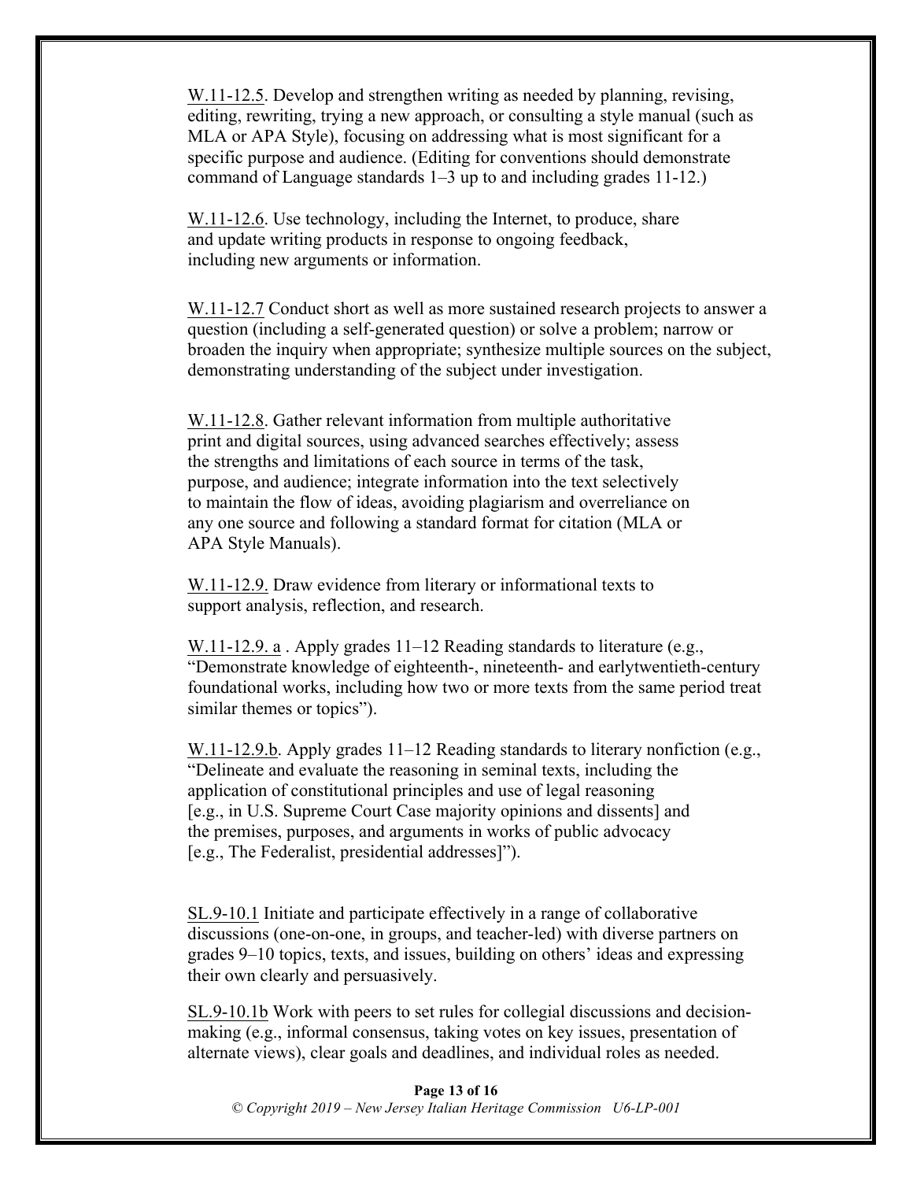W.11-12.5. Develop and strengthen writing as needed by planning, revising, editing, rewriting, trying a new approach, or consulting a style manual (such as MLA or APA Style), focusing on addressing what is most significant for a specific purpose and audience. (Editing for conventions should demonstrate command of Language standards 1–3 up to and including grades 11-12.)

W.11-12.6. Use technology, including the Internet, to produce, share and update writing products in response to ongoing feedback, including new arguments or information.

W.11-12.7 Conduct short as well as more sustained research projects to answer a question (including a self-generated question) or solve a problem; narrow or broaden the inquiry when appropriate; synthesize multiple sources on the subject, demonstrating understanding of the subject under investigation.

W.11-12.8. Gather relevant information from multiple authoritative print and digital sources, using advanced searches effectively; assess the strengths and limitations of each source in terms of the task, purpose, and audience; integrate information into the text selectively to maintain the flow of ideas, avoiding plagiarism and overreliance on any one source and following a standard format for citation (MLA or APA Style Manuals).

W.11-12.9. Draw evidence from literary or informational texts to support analysis, reflection, and research.

W.11-12.9. a . Apply grades 11–12 Reading standards to literature (e.g., "Demonstrate knowledge of eighteenth-, nineteenth- and earlytwentieth-century foundational works, including how two or more texts from the same period treat similar themes or topics").

W.11-12.9.b. Apply grades 11–12 Reading standards to literary nonfiction (e.g., "Delineate and evaluate the reasoning in seminal texts, including the application of constitutional principles and use of legal reasoning [e.g., in U.S. Supreme Court Case majority opinions and dissents] and the premises, purposes, and arguments in works of public advocacy [e.g., The Federalist, presidential addresses]").

SL.9-10.1 Initiate and participate effectively in a range of collaborative discussions (one-on-one, in groups, and teacher-led) with diverse partners on grades 9–10 topics, texts, and issues, building on others' ideas and expressing their own clearly and persuasively.

SL.9-10.1b Work with peers to set rules for collegial discussions and decision-making (e.g., informal consensus, taking votes on key issues, presentation of alternate views), clear goals and deadlines, and individual roles as needed.

*© Copyright 2019 – New Jersey Italian Heritage Commission U6-LP-001*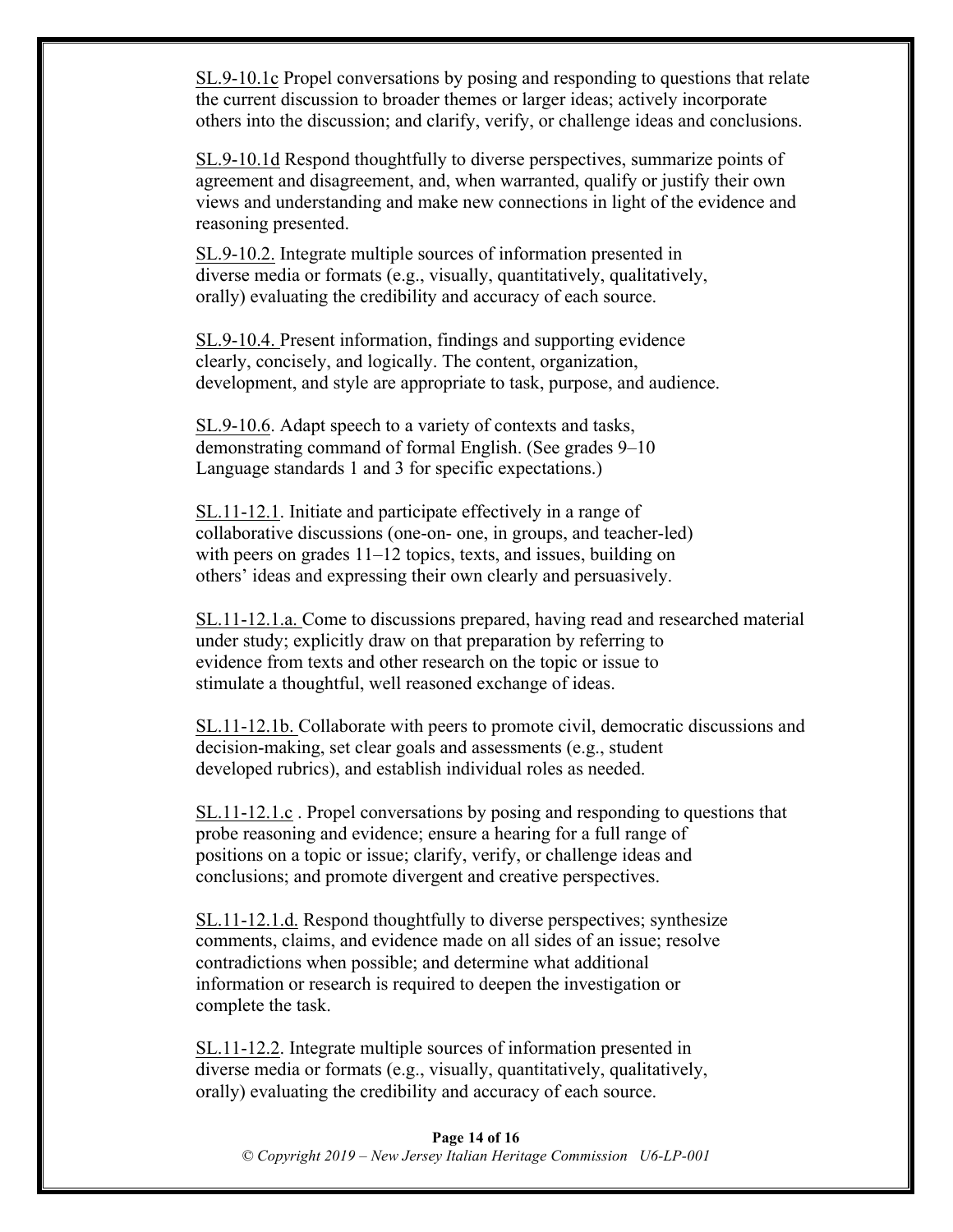SL.9-10.1c Propel conversations by posing and responding to questions that relate the current discussion to broader themes or larger ideas; actively incorporate others into the discussion; and clarify, verify, or challenge ideas and conclusions.

SL.9-10.1d Respond thoughtfully to diverse perspectives, summarize points of agreement and disagreement, and, when warranted, qualify or justify their own views and understanding and make new connections in light of the evidence and reasoning presented.

SL.9-10.2. Integrate multiple sources of information presented in diverse media or formats (e.g., visually, quantitatively, qualitatively, orally) evaluating the credibility and accuracy of each source.

SL.9-10.4. Present information, findings and supporting evidence clearly, concisely, and logically. The content, organization, development, and style are appropriate to task, purpose, and audience.

SL.9-10.6. Adapt speech to a variety of contexts and tasks, demonstrating command of formal English. (See grades 9–10 Language standards 1 and 3 for specific expectations.)

SL.11-12.1. Initiate and participate effectively in a range of collaborative discussions (one-on- one, in groups, and teacher-led) with peers on grades 11–12 topics, texts, and issues, building on others' ideas and expressing their own clearly and persuasively.

SL.11-12.1.a. Come to discussions prepared, having read and researched material under study; explicitly draw on that preparation by referring to evidence from texts and other research on the topic or issue to stimulate a thoughtful, well reasoned exchange of ideas.

SL.11-12.1b. Collaborate with peers to promote civil, democratic discussions and decision-making, set clear goals and assessments (e.g., student developed rubrics), and establish individual roles as needed.

SL.11-12.1.c . Propel conversations by posing and responding to questions that probe reasoning and evidence; ensure a hearing for a full range of positions on a topic or issue; clarify, verify, or challenge ideas and conclusions; and promote divergent and creative perspectives.

SL.11-12.1.d. Respond thoughtfully to diverse perspectives; synthesize comments, claims, and evidence made on all sides of an issue; resolve contradictions when possible; and determine what additional information or research is required to deepen the investigation or complete the task.

SL.11-12.2. Integrate multiple sources of information presented in diverse media or formats (e.g., visually, quantitatively, qualitatively, orally) evaluating the credibility and accuracy of each source.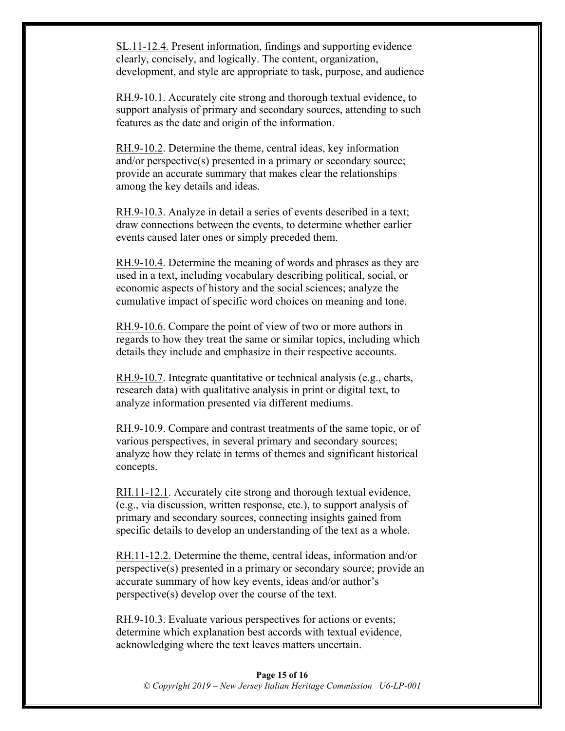SL.11-12.4. Present information, findings and supporting evidence clearly, concisely, and logically. The content, organization, development, and style are appropriate to task, purpose, and audience

RH.9-10.1. Accurately cite strong and thorough textual evidence, to support analysis of primary and secondary sources, attending to such features as the date and origin of the information.

RH.9-10.2. Determine the theme, central ideas, key information and/or perspective(s) presented in a primary or secondary source; provide an accurate summary that makes clear the relationships among the key details and ideas.

RH.9-10.3. Analyze in detail a series of events described in a text; draw connections between the events, to determine whether earlier events caused later ones or simply preceded them.

RH.9-10.4. Determine the meaning of words and phrases as they are used in a text, including vocabulary describing political, social, or economic aspects of history and the social sciences; analyze the cumulative impact of specific word choices on meaning and tone.

RH.9-10.6. Compare the point of view of two or more authors in regards to how they treat the same or similar topics, including which details they include and emphasize in their respective accounts.

RH.9-10.7. Integrate quantitative or technical analysis (e.g., charts, research data) with qualitative analysis in print or digital text, to analyze information presented via different mediums.

RH.9-10.9. Compare and contrast treatments of the same topic, or of various perspectives, in several primary and secondary sources; analyze how they relate in terms of themes and significant historical concepts.

RH.11-12.1. Accurately cite strong and thorough textual evidence, (e.g., via discussion, written response, etc.), to support analysis of primary and secondary sources, connecting insights gained from specific details to develop an understanding of the text as a whole.

RH.11-12.2. Determine the theme, central ideas, information and/or perspective(s) presented in a primary or secondary source; provide an accurate summary of how key events, ideas and/or author's perspective(s) develop over the course of the text.

RH.9-10.3. Evaluate various perspectives for actions or events; determine which explanation best accords with textual evidence, acknowledging where the text leaves matters uncertain.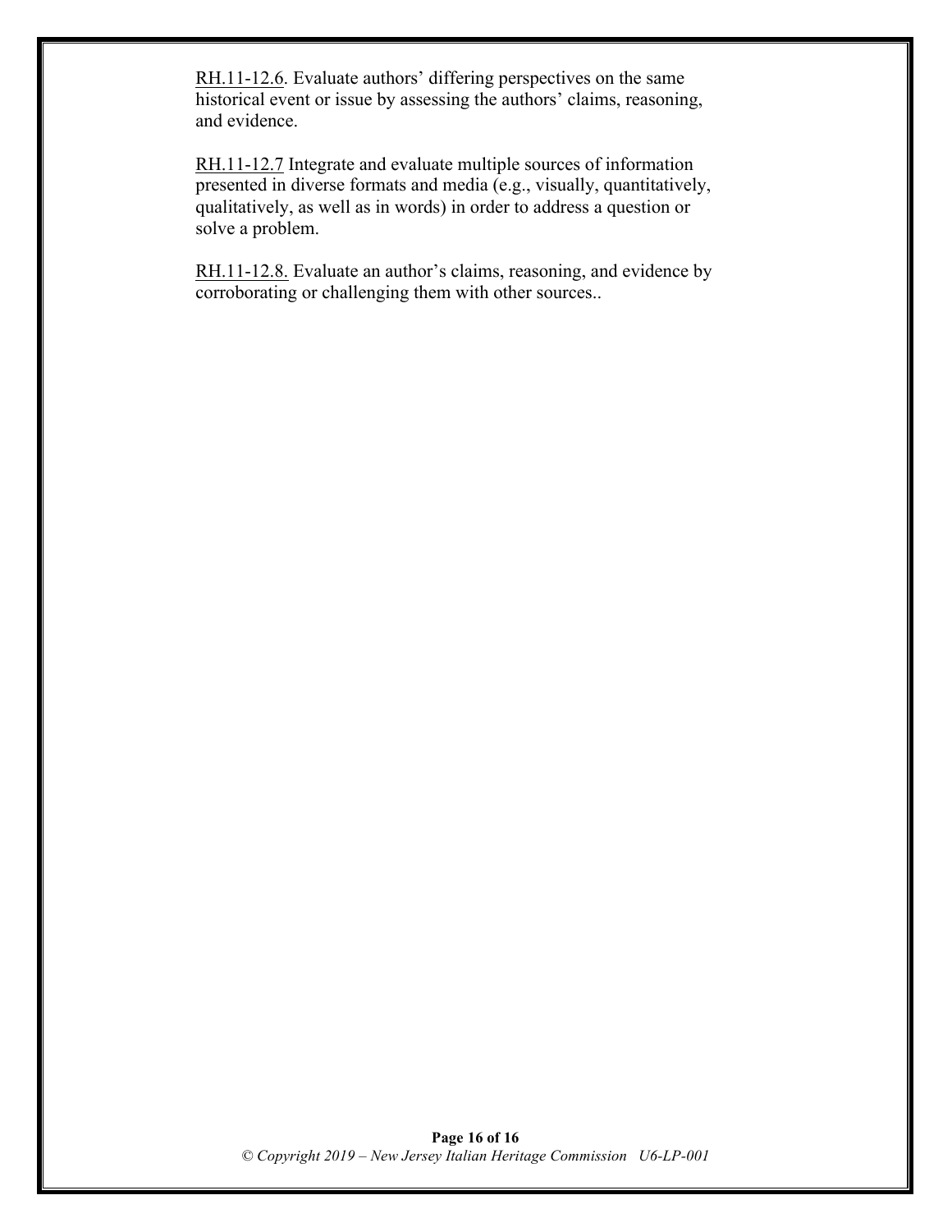RH.11-12.6. Evaluate authors' differing perspectives on the same historical event or issue by assessing the authors' claims, reasoning, and evidence.

RH.11-12.7 Integrate and evaluate multiple sources of information presented in diverse formats and media (e.g., visually, quantitatively, qualitatively, as well as in words) in order to address a question or solve a problem.

RH.11-12.8. Evaluate an author's claims, reasoning, and evidence by corroborating or challenging them with other sources..